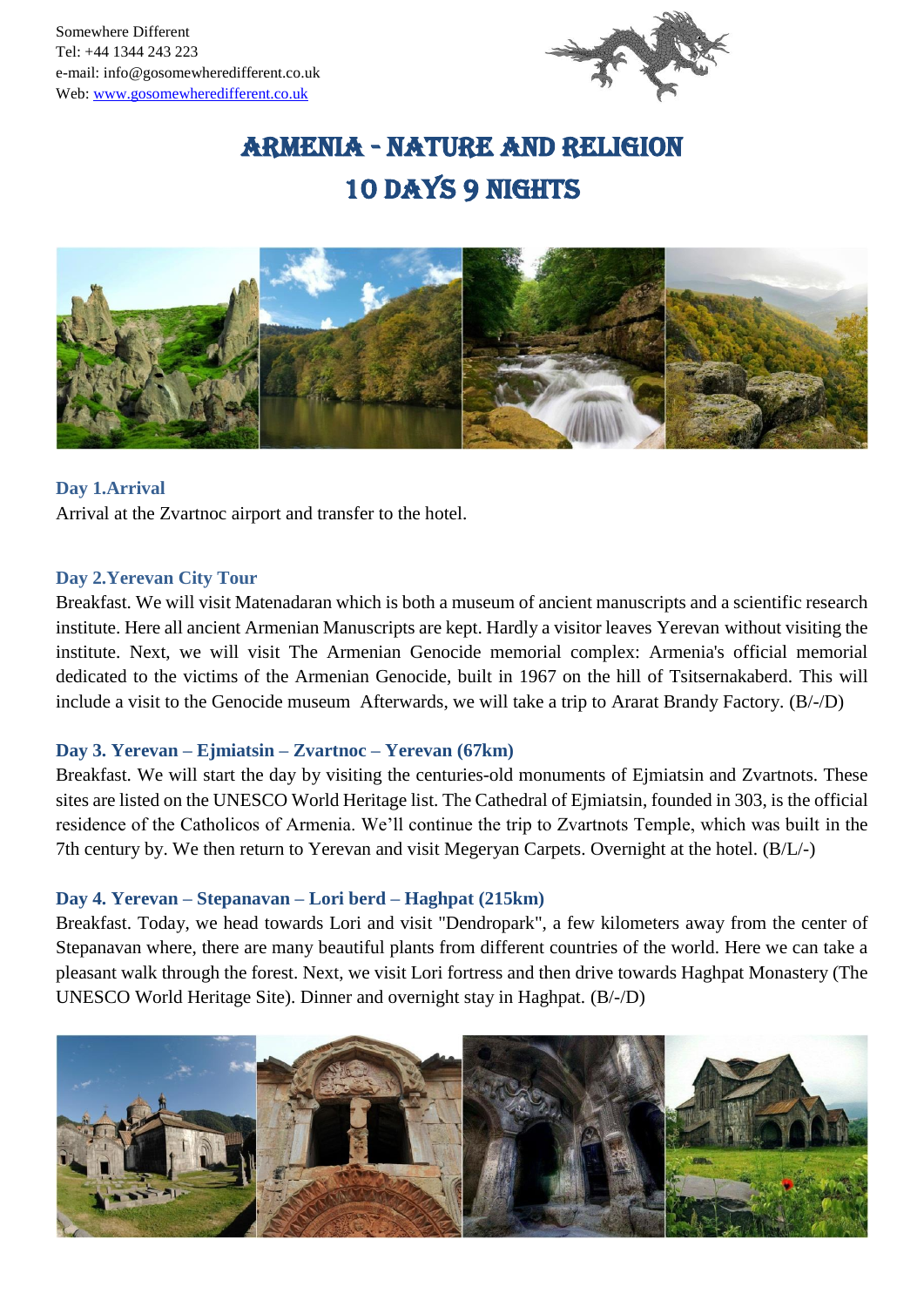Somewhere Different
Tel: +44 1344 243 223
e-mail: info@gosomewheredifferent.co.uk
Web: www.gosomewheredifferent.co.uk

# ARMENIA - NATURE AND RELIGION
# 10 DAYS 9 NIGHTS

### Day 1.Arrival

Arrival at the Zvartnoc airport and transfer to the hotel.

### Day 2.Yerevan City Tour

Breakfast. We will visit Matenadaran which is both a museum of ancient manuscripts and a scientific research institute. Here all ancient Armenian Manuscripts are kept. Hardly a visitor leaves Yerevan without visiting the institute. Next, we will visit The Armenian Genocide memorial complex: Armenia's official memorial dedicated to the victims of the Armenian Genocide, built in 1967 on the hill of Tsitsernakaberd. This will include a visit to the Genocide museum Afterwards, we will take a trip to Ararat Brandy Factory. (B/-/D)

### Day 3. Yerevan – Ejmiatsin – Zvartnoc – Yerevan (67km)

Breakfast. We will start the day by visiting the centuries-old monuments of Ejmiatsin and Zvartnots. These sites are listed on the UNESCO World Heritage list. The Cathedral of Ejmiatsin, founded in 303, is the official residence of the Catholicos of Armenia. We'll continue the trip to Zvartnots Temple, which was built in the 7th century by. We then return to Yerevan and visit Megeryan Carpets. Overnight at the hotel. (B/L/-)

### Day 4. Yerevan – Stepanavan – Lori berd – Haghpat (215km)

Breakfast. Today, we head towards Lori and visit "Dendropark", a few kilometers away from the center of Stepanavan where, there are many beautiful plants from different countries of the world. Here we can take a pleasant walk through the forest. Next, we visit Lori fortress and then drive towards Haghpat Monastery (The UNESCO World Heritage Site). Dinner and overnight stay in Haghpat. (B/-/D)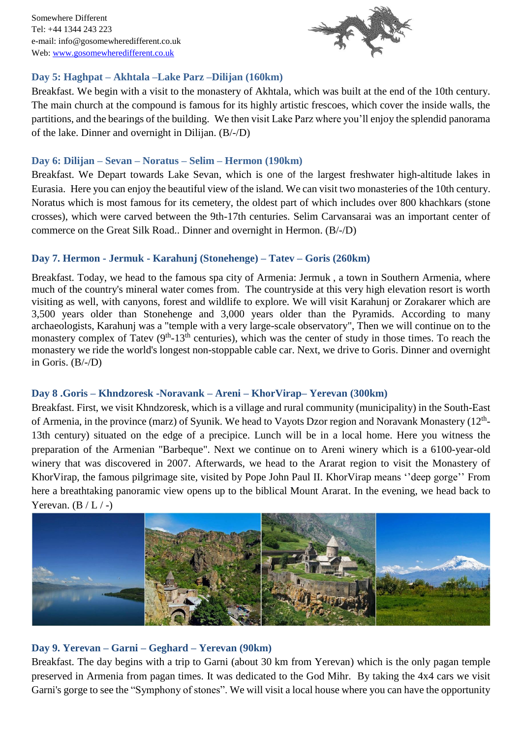## Day 5: Haghpat – Akhtala –Lake Parz –Dilijan (160km)

Breakfast. We begin with a visit to the monastery of Akhtala, which was built at the end of the 10th century. The main church at the compound is famous for its highly artistic frescoes, which cover the inside walls, the partitions, and the bearings of the building. We then visit Lake Parz where you'll enjoy the splendid panorama of the lake. Dinner and overnight in Dilijan. (B/-/D)

## Day 6: Dilijan – Sevan – Noratus – Selim – Hermon (190km)

Breakfast. We Depart towards Lake Sevan, which is one of the largest freshwater high-altitude lakes in Eurasia. Here you can enjoy the beautiful view of the island. We can visit two monasteries of the 10th century. Noratus which is most famous for its cemetery, the oldest part of which includes over 800 khachkars (stone crosses), which were carved between the 9th-17th centuries. Selim Carvansarai was an important center of commerce on the Great Silk Road.. Dinner and overnight in Hermon. (B/-/D)

## Day 7. Hermon - Jermuk - Karahunj (Stonehenge) – Tatev – Goris (260km)

Breakfast. Today, we head to the famous spa city of Armenia: Jermuk , a town in Southern Armenia, where much of the country's mineral water comes from. The countryside at this very high elevation resort is worth visiting as well, with canyons, forest and wildlife to explore. We will visit Karahunj or Zorakarer which are 3,500 years older than Stonehenge and 3,000 years older than the Pyramids. According to many archaeologists, Karahunj was a "temple with a very large-scale observatory", Then we will continue on to the monastery complex of Tatev (9th-13th centuries), which was the center of study in those times. To reach the monastery we ride the world's longest non-stoppable cable car. Next, we drive to Goris. Dinner and overnight in Goris. (B/-/D)

## Day 8 .Goris – Khndzoresk -Noravank – Areni – KhorVirap– Yerevan (300km)

Breakfast. First, we visit Khndzoresk, which is a village and rural community (municipality) in the South-East of Armenia, in the province (marz) of Syunik. We head to Vayots Dzor region and Noravank Monastery (12th-13th century) situated on the edge of a precipice. Lunch will be in a local home. Here you witness the preparation of the Armenian "Barbeque". Next we continue on to Areni winery which is a 6100-year-old winery that was discovered in 2007. Afterwards, we head to the Ararat region to visit the Monastery of KhorVirap, the famous pilgrimage site, visited by Pope John Paul II. KhorVirap means ''deep gorge'' From here a breathtaking panoramic view opens up to the biblical Mount Ararat. In the evening, we head back to Yerevan. (B / L / -)

## Day 9. Yerevan – Garni – Geghard – Yerevan (90km)

Breakfast. The day begins with a trip to Garni (about 30 km from Yerevan) which is the only pagan temple preserved in Armenia from pagan times. It was dedicated to the God Mihr. By taking the 4x4 cars we visit Garni's gorge to see the "Symphony of stones". We will visit a local house where you can have the opportunity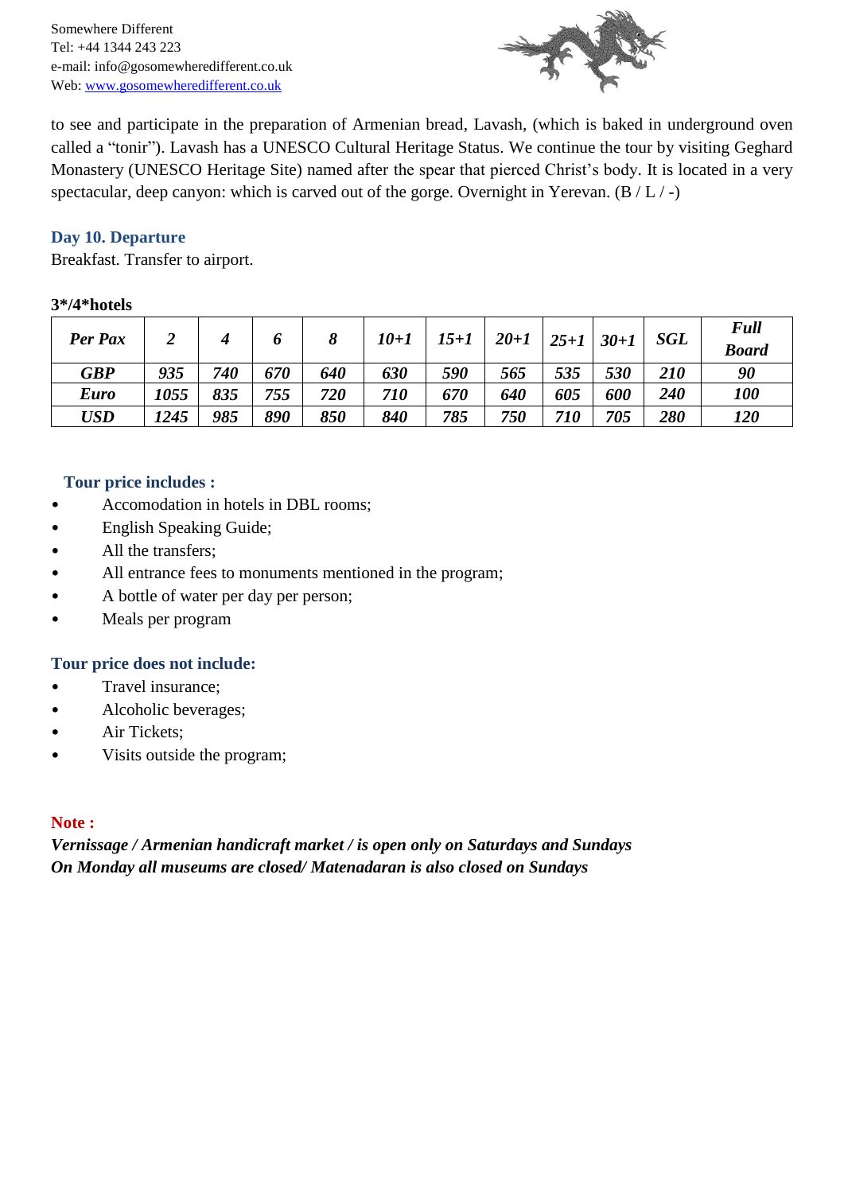to see and participate in the preparation of Armenian bread, Lavash, (which is baked in underground oven called a "tonir"). Lavash has a UNESCO Cultural Heritage Status. We continue the tour by visiting Geghard Monastery (UNESCO Heritage Site) named after the spear that pierced Christ's body. It is located in a very spectacular, deep canyon: which is carved out of the gorge. Overnight in Yerevan. (B / L / -)

### Day 10. Departure

Breakfast. Transfer to airport.

**3\*/4\*hotels**

| ***Per Pax*** | ***2*** | ***4*** | ***6*** | ***8*** | ***10+1*** | ***15+1*** | ***20+1*** | ***25+1*** | ***30+1*** | ***SGL*** | ***Full Board*** |
|---|---|---|---|---|---|---|---|---|---|---|---|
| ***GBP*** | *935* | *740* | *670* | *640* | *630* | *590* | *565* | *535* | *530* | *210* | *90* |
| ***Euro*** | *1055* | *835* | *755* | *720* | *710* | *670* | *640* | *605* | *600* | *240* | *100* |
| ***USD*** | *1245* | *985* | *890* | *850* | *840* | *785* | *750* | *710* | *705* | *280* | *120* |

### Tour price includes :

- Accomodation in hotels in DBL rooms;
- English Speaking Guide;
- All the transfers;
- All entrance fees to monuments mentioned in the program;
- A bottle of water per day per person;
- Meals per program

### Tour price does not include:

- Travel insurance;
- Alcoholic beverages;
- Air Tickets;
- Visits outside the program;

**Note :**

***Vernissage / Armenian handicraft market / is open only on Saturdays and Sundays***
***On Monday all museums are closed/ Matenadaran is also closed on Sundays***